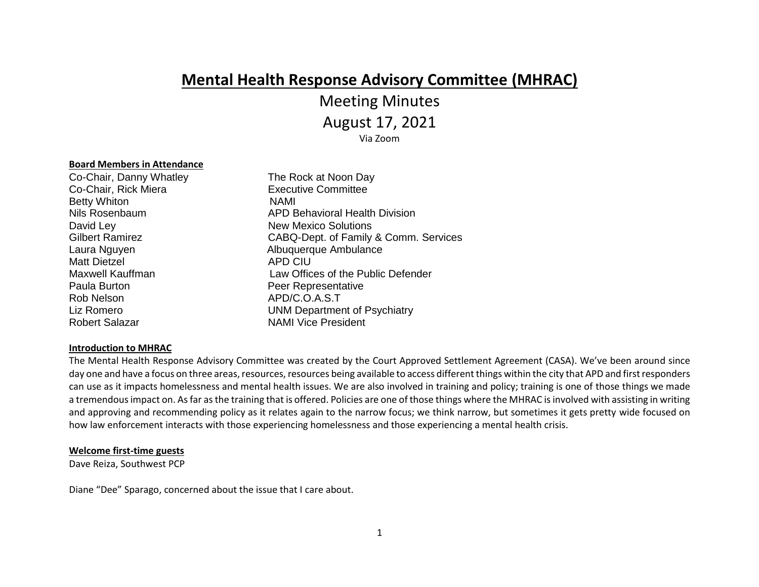# Mental Health Response Advisory Committee (MHRAC)

## Meeting Minutes

## August 17, 2021

Via Zoom

**Board Members in Attendance**

| | |
|---|---|
| Co-Chair, Danny Whatley | The Rock at Noon Day |
| Co-Chair, Rick Miera | Executive Committee |
| Betty Whiton | NAMI |
| Nils Rosenbaum | APD Behavioral Health Division |
| David Ley | New Mexico Solutions |
| Gilbert Ramirez | CABQ-Dept. of Family & Comm. Services |
| Laura Nguyen | Albuquerque Ambulance |
| Matt Dietzel | APD CIU |
| Maxwell Kauffman | Law Offices of the Public Defender |
| Paula Burton | Peer Representative |
| Rob Nelson | APD/C.O.A.S.T |
| Liz Romero | UNM Department of Psychiatry |
| Robert Salazar | NAMI Vice President |

**Introduction to MHRAC**

The Mental Health Response Advisory Committee was created by the Court Approved Settlement Agreement (CASA). We've been around since day one and have a focus on three areas, resources, resources being available to access different things within the city that APD and first responders can use as it impacts homelessness and mental health issues. We are also involved in training and policy; training is one of those things we made a tremendous impact on. As far as the training that is offered. Policies are one of those things where the MHRAC is involved with assisting in writing and approving and recommending policy as it relates again to the narrow focus; we think narrow, but sometimes it gets pretty wide focused on how law enforcement interacts with those experiencing homelessness and those experiencing a mental health crisis.

**Welcome first-time guests**

Dave Reiza, Southwest PCP

Diane "Dee" Sparago, concerned about the issue that I care about.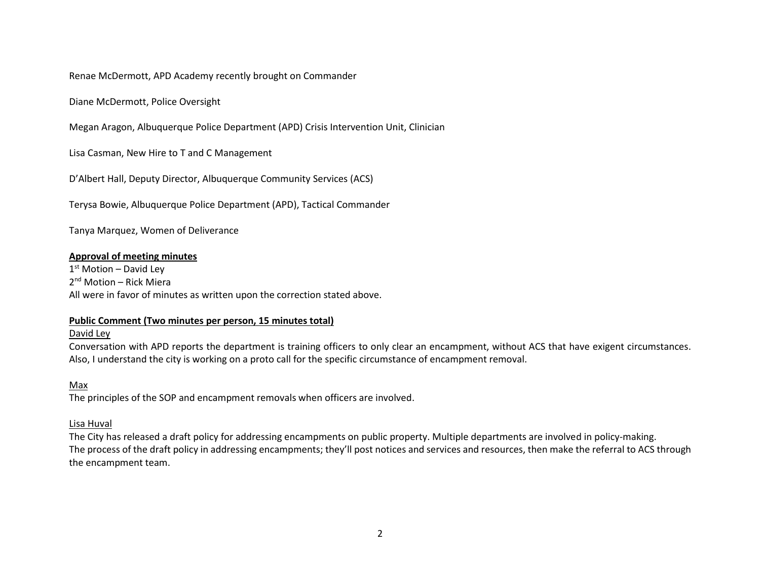Renae McDermott, APD Academy recently brought on Commander

Diane McDermott, Police Oversight

Megan Aragon, Albuquerque Police Department (APD) Crisis Intervention Unit, Clinician

Lisa Casman, New Hire to T and C Management

D'Albert Hall, Deputy Director, Albuquerque Community Services (ACS)

Terysa Bowie, Albuquerque Police Department (APD), Tactical Commander

Tanya Marquez, Women of Deliverance

**Approval of meeting minutes**

1st Motion – David Ley
2nd Motion – Rick Miera
All were in favor of minutes as written upon the correction stated above.

**Public Comment (Two minutes per person, 15 minutes total)**

David Ley

Conversation with APD reports the department is training officers to only clear an encampment, without ACS that have exigent circumstances. Also, I understand the city is working on a proto call for the specific circumstance of encampment removal.

Max

The principles of the SOP and encampment removals when officers are involved.

Lisa Huval

The City has released a draft policy for addressing encampments on public property. Multiple departments are involved in policy-making.
The process of the draft policy in addressing encampments; they'll post notices and services and resources, then make the referral to ACS through the encampment team.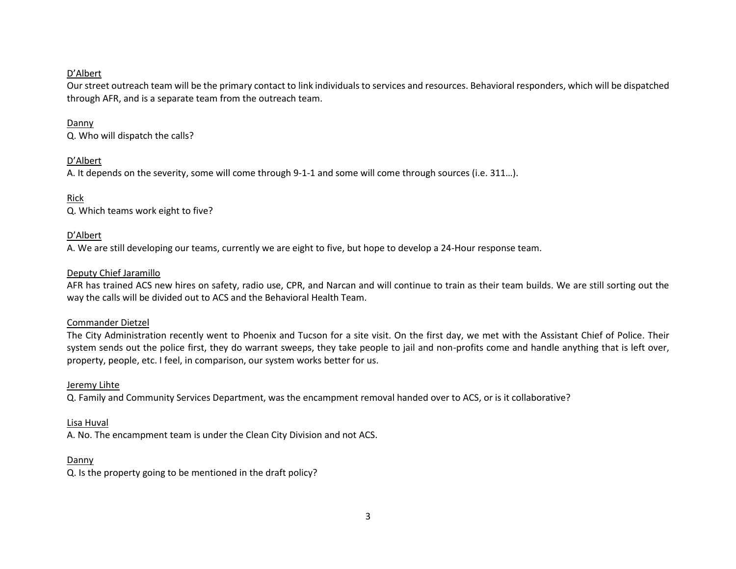<u>D'Albert</u>
Our street outreach team will be the primary contact to link individuals to services and resources. Behavioral responders, which will be dispatched through AFR, and is a separate team from the outreach team.

<u>Danny</u>
Q. Who will dispatch the calls?

<u>D'Albert</u>
A. It depends on the severity, some will come through 9-1-1 and some will come through sources (i.e. 311…).

<u>Rick</u>
Q. Which teams work eight to five?

<u>D'Albert</u>
A. We are still developing our teams, currently we are eight to five, but hope to develop a 24-Hour response team.

<u>Deputy Chief Jaramillo</u>
AFR has trained ACS new hires on safety, radio use, CPR, and Narcan and will continue to train as their team builds. We are still sorting out the way the calls will be divided out to ACS and the Behavioral Health Team.

<u>Commander Dietzel</u>
The City Administration recently went to Phoenix and Tucson for a site visit. On the first day, we met with the Assistant Chief of Police. Their system sends out the police first, they do warrant sweeps, they take people to jail and non-profits come and handle anything that is left over, property, people, etc. I feel, in comparison, our system works better for us.

<u>Jeremy Lihte</u>
Q. Family and Community Services Department, was the encampment removal handed over to ACS, or is it collaborative?

<u>Lisa Huval</u>
A. No. The encampment team is under the Clean City Division and not ACS.

<u>Danny</u>
Q. Is the property going to be mentioned in the draft policy?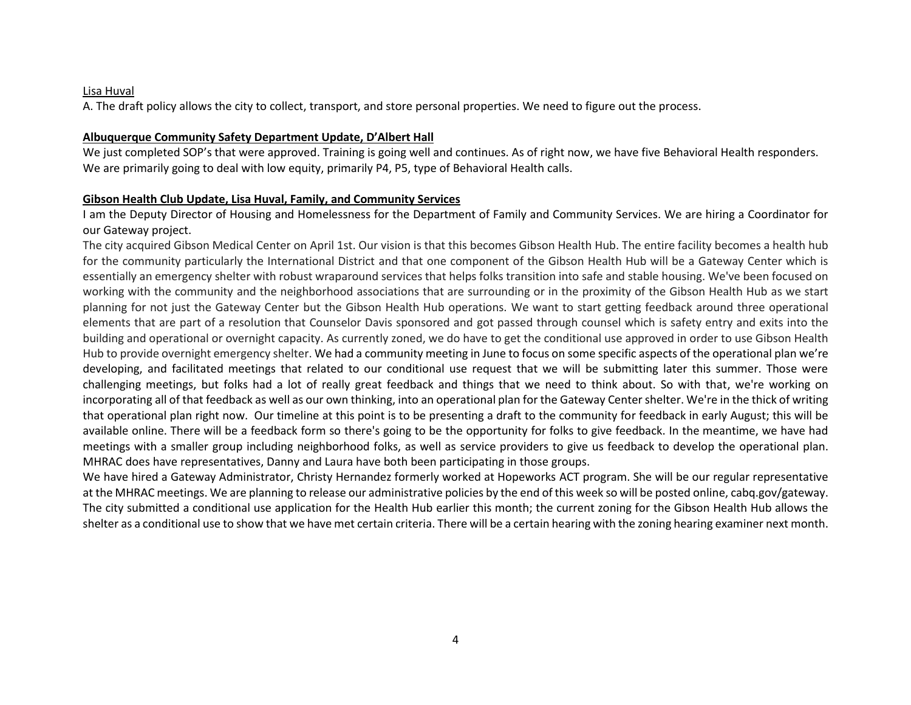Lisa Huval

A. The draft policy allows the city to collect, transport, and store personal properties. We need to figure out the process.

**Albuquerque Community Safety Department Update, D'Albert Hall**

We just completed SOP's that were approved. Training is going well and continues. As of right now, we have five Behavioral Health responders. We are primarily going to deal with low equity, primarily P4, P5, type of Behavioral Health calls.

**Gibson Health Club Update, Lisa Huval, Family, and Community Services**

I am the Deputy Director of Housing and Homelessness for the Department of Family and Community Services. We are hiring a Coordinator for our Gateway project.

The city acquired Gibson Medical Center on April 1st. Our vision is that this becomes Gibson Health Hub. The entire facility becomes a health hub for the community particularly the International District and that one component of the Gibson Health Hub will be a Gateway Center which is essentially an emergency shelter with robust wraparound services that helps folks transition into safe and stable housing. We've been focused on working with the community and the neighborhood associations that are surrounding or in the proximity of the Gibson Health Hub as we start planning for not just the Gateway Center but the Gibson Health Hub operations. We want to start getting feedback around three operational elements that are part of a resolution that Counselor Davis sponsored and got passed through counsel which is safety entry and exits into the building and operational or overnight capacity. As currently zoned, we do have to get the conditional use approved in order to use Gibson Health Hub to provide overnight emergency shelter. We had a community meeting in June to focus on some specific aspects of the operational plan we're developing, and facilitated meetings that related to our conditional use request that we will be submitting later this summer. Those were challenging meetings, but folks had a lot of really great feedback and things that we need to think about. So with that, we're working on incorporating all of that feedback as well as our own thinking, into an operational plan for the Gateway Center shelter. We're in the thick of writing that operational plan right now. Our timeline at this point is to be presenting a draft to the community for feedback in early August; this will be available online. There will be a feedback form so there's going to be the opportunity for folks to give feedback. In the meantime, we have had meetings with a smaller group including neighborhood folks, as well as service providers to give us feedback to develop the operational plan. MHRAC does have representatives, Danny and Laura have both been participating in those groups.

We have hired a Gateway Administrator, Christy Hernandez formerly worked at Hopeworks ACT program. She will be our regular representative at the MHRAC meetings. We are planning to release our administrative policies by the end of this week so will be posted online, cabq.gov/gateway. The city submitted a conditional use application for the Health Hub earlier this month; the current zoning for the Gibson Health Hub allows the shelter as a conditional use to show that we have met certain criteria. There will be a certain hearing with the zoning hearing examiner next month.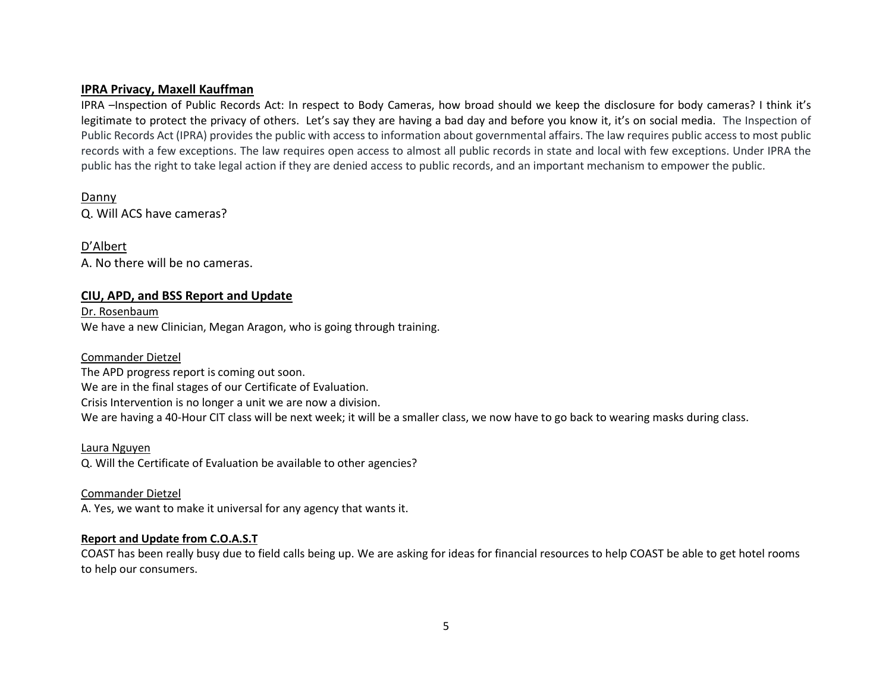**IPRA Privacy, Maxell Kauffman**

IPRA –Inspection of Public Records Act: In respect to Body Cameras, how broad should we keep the disclosure for body cameras? I think it's legitimate to protect the privacy of others. Let's say they are having a bad day and before you know it, it's on social media. The Inspection of Public Records Act (IPRA) provides the public with access to information about governmental affairs. The law requires public access to most public records with a few exceptions. The law requires open access to almost all public records in state and local with few exceptions. Under IPRA the public has the right to take legal action if they are denied access to public records, and an important mechanism to empower the public.

Danny

Q. Will ACS have cameras?

D'Albert

A. No there will be no cameras.

**CIU, APD, and BSS Report and Update**

Dr. Rosenbaum

We have a new Clinician, Megan Aragon, who is going through training.

Commander Dietzel

The APD progress report is coming out soon.

We are in the final stages of our Certificate of Evaluation.

Crisis Intervention is no longer a unit we are now a division.

We are having a 40-Hour CIT class will be next week; it will be a smaller class, we now have to go back to wearing masks during class.

Laura Nguyen

Q. Will the Certificate of Evaluation be available to other agencies?

Commander Dietzel

A. Yes, we want to make it universal for any agency that wants it.

**Report and Update from C.O.A.S.T**

COAST has been really busy due to field calls being up. We are asking for ideas for financial resources to help COAST be able to get hotel rooms to help our consumers.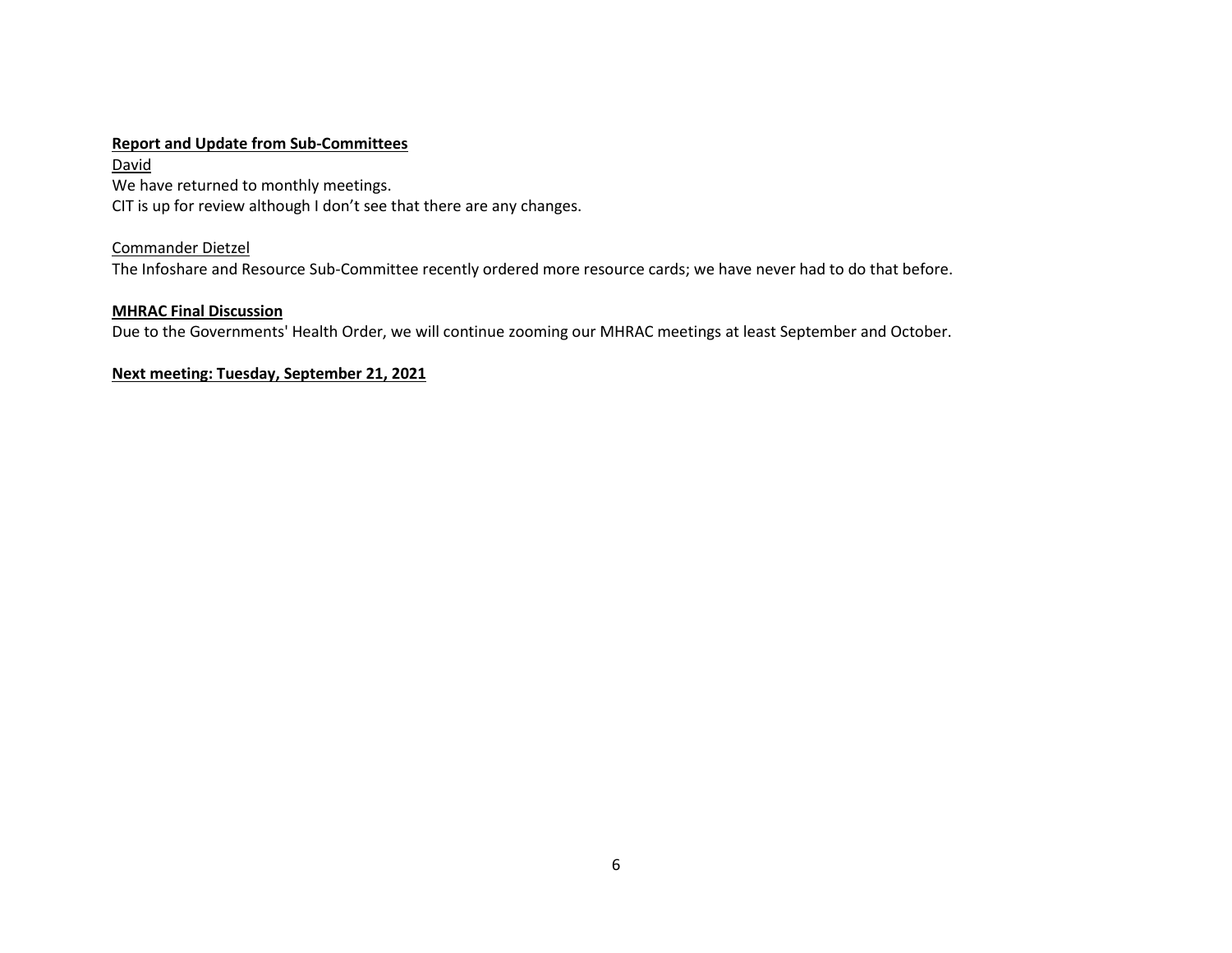**Report and Update from Sub-Committees**

David

We have returned to monthly meetings.
CIT is up for review although I don't see that there are any changes.

Commander Dietzel

The Infoshare and Resource Sub-Committee recently ordered more resource cards; we have never had to do that before.

**MHRAC Final Discussion**

Due to the Governments' Health Order, we will continue zooming our MHRAC meetings at least September and October.

**Next meeting: Tuesday, September 21, 2021**